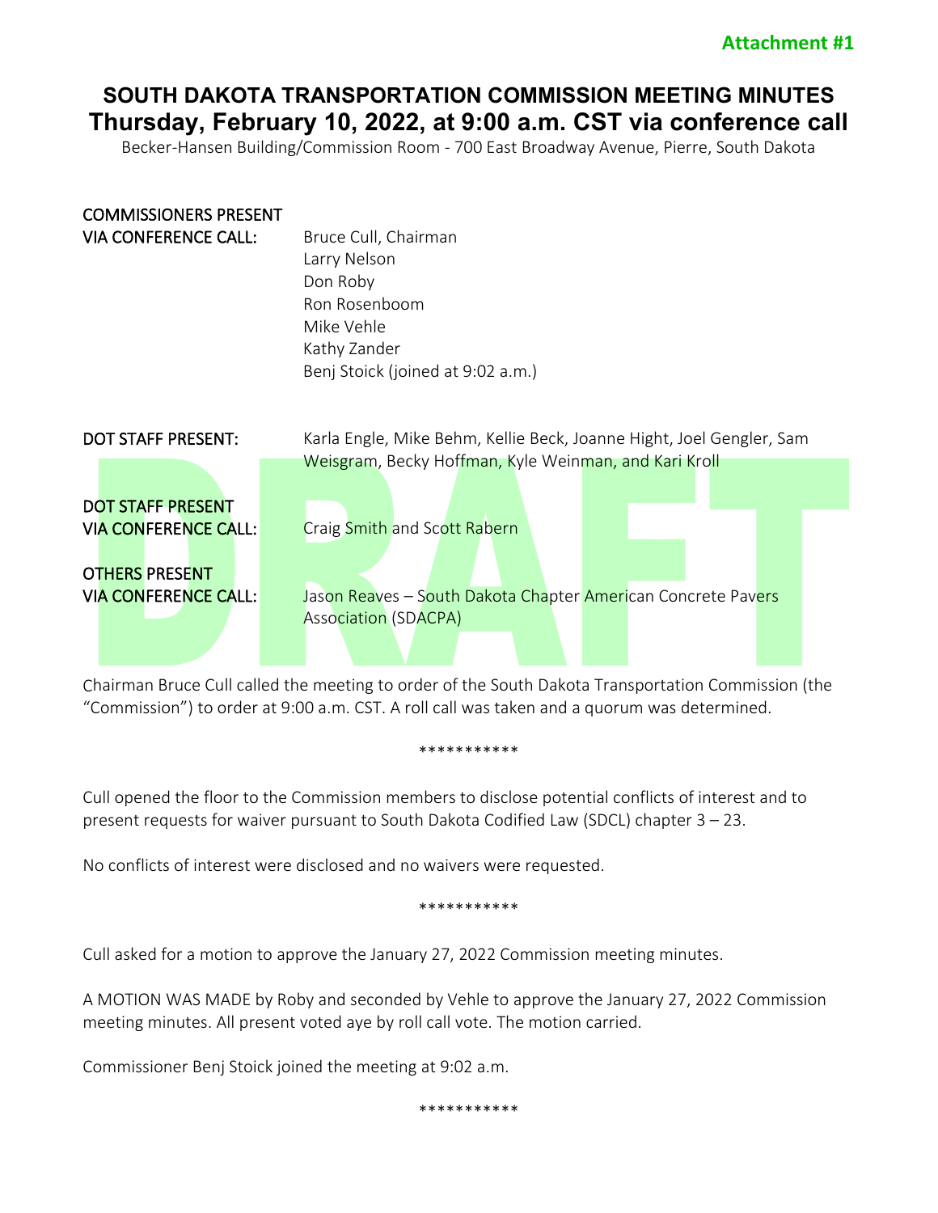**Attachment #1**

# SOUTH DAKOTA TRANSPORTATION COMMISSION MEETING MINUTES
## Thursday, February 10, 2022, at 9:00 a.m. CST via conference call

Becker-Hansen Building/Commission Room - 700 East Broadway Avenue, Pierre, South Dakota

| | |
|---|---|
| COMMISSIONERS PRESENT VIA CONFERENCE CALL: | Bruce Cull, Chairman<br>Larry Nelson<br>Don Roby<br>Ron Rosenboom<br>Mike Vehle<br>Kathy Zander<br>Benj Stoick (joined at 9:02 a.m.) |
| DOT STAFF PRESENT: | Karla Engle, Mike Behm, Kellie Beck, Joanne Hight, Joel Gengler, Sam Weisgram, Becky Hoffman, Kyle Weinman, and Kari Kroll |
| DOT STAFF PRESENT VIA CONFERENCE CALL: | Craig Smith and Scott Rabern |
| OTHERS PRESENT VIA CONFERENCE CALL: | Jason Reaves – South Dakota Chapter American Concrete Pavers Association (SDACPA) |

Chairman Bruce Cull called the meeting to order of the South Dakota Transportation Commission (the "Commission") to order at 9:00 a.m. CST. A roll call was taken and a quorum was determined.

***********

Cull opened the floor to the Commission members to disclose potential conflicts of interest and to present requests for waiver pursuant to South Dakota Codified Law (SDCL) chapter 3 – 23.

No conflicts of interest were disclosed and no waivers were requested.

***********

Cull asked for a motion to approve the January 27, 2022 Commission meeting minutes.

A MOTION WAS MADE by Roby and seconded by Vehle to approve the January 27, 2022 Commission meeting minutes. All present voted aye by roll call vote. The motion carried.

Commissioner Benj Stoick joined the meeting at 9:02 a.m.

***********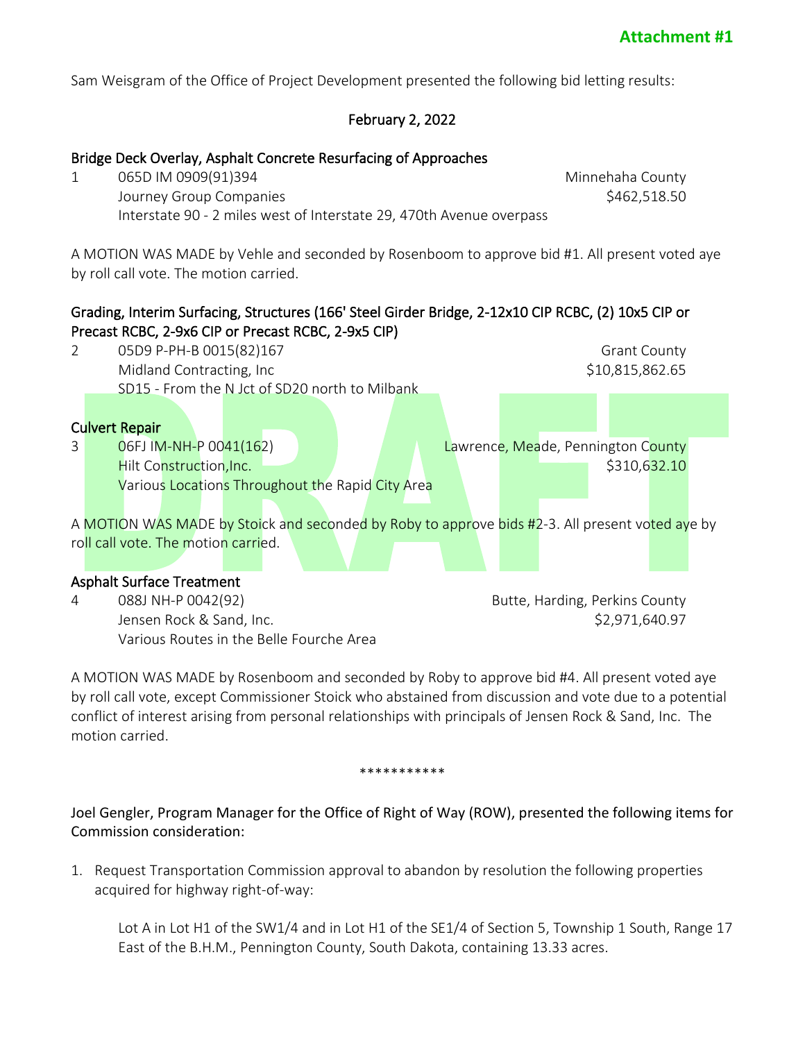**Attachment #1**

Sam Weisgram of the Office of Project Development presented the following bid letting results:

February 2, 2022

Bridge Deck Overlay, Asphalt Concrete Resurfacing of Approaches

| | | |
|---|---|---|
| 1 | 065D IM 0909(91)394 | Minnehaha County |
| | Journey Group Companies | $462,518.50 |
| | Interstate 90 - 2 miles west of Interstate 29, 470th Avenue overpass | |

A MOTION WAS MADE by Vehle and seconded by Rosenboom to approve bid #1. All present voted aye by roll call vote. The motion carried.

Grading, Interim Surfacing, Structures (166' Steel Girder Bridge, 2-12x10 CIP RCBC, (2) 10x5 CIP or Precast RCBC, 2-9x6 CIP or Precast RCBC, 2-9x5 CIP)

| | | |
|---|---|---|
| 2 | 05D9 P-PH-B 0015(82)167 | Grant County |
| | Midland Contracting, Inc | $10,815,862.65 |
| | SD15 - From the N Jct of SD20 north to Milbank | |

Culvert Repair

| | | |
|---|---|---|
| 3 | 06FJ IM-NH-P 0041(162) | Lawrence, Meade, Pennington County |
| | Hilt Construction,Inc. | $310,632.10 |
| | Various Locations Throughout the Rapid City Area | |

A MOTION WAS MADE by Stoick and seconded by Roby to approve bids #2-3. All present voted aye by roll call vote. The motion carried.

Asphalt Surface Treatment

| | | |
|---|---|---|
| 4 | 088J NH-P 0042(92) | Butte, Harding, Perkins County |
| | Jensen Rock & Sand, Inc. | $2,971,640.97 |
| | Various Routes in the Belle Fourche Area | |

A MOTION WAS MADE by Rosenboom and seconded by Roby to approve bid #4. All present voted aye by roll call vote, except Commissioner Stoick who abstained from discussion and vote due to a potential conflict of interest arising from personal relationships with principals of Jensen Rock & Sand, Inc. The motion carried.

***********

Joel Gengler, Program Manager for the Office of Right of Way (ROW), presented the following items for Commission consideration:

1. Request Transportation Commission approval to abandon by resolution the following properties acquired for highway right-of-way:

   Lot A in Lot H1 of the SW1/4 and in Lot H1 of the SE1/4 of Section 5, Township 1 South, Range 17 East of the B.H.M., Pennington County, South Dakota, containing 13.33 acres.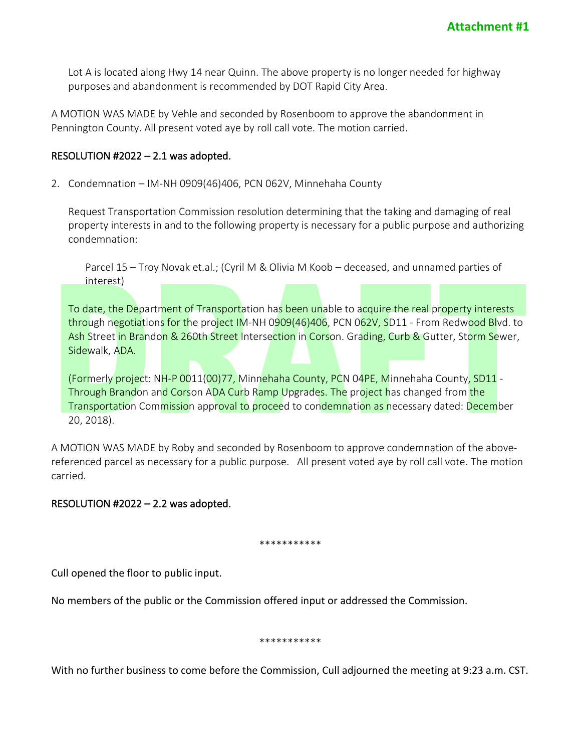Lot A is located along Hwy 14 near Quinn. The above property is no longer needed for highway purposes and abandonment is recommended by DOT Rapid City Area.

A MOTION WAS MADE by Vehle and seconded by Rosenboom to approve the abandonment in Pennington County. All present voted aye by roll call vote. The motion carried.

RESOLUTION #2022 – 2.1 was adopted.

2. Condemnation – IM-NH 0909(46)406, PCN 062V, Minnehaha County

   Request Transportation Commission resolution determining that the taking and damaging of real property interests in and to the following property is necessary for a public purpose and authorizing condemnation:

   Parcel 15 – Troy Novak et.al.; (Cyril M & Olivia M Koob – deceased, and unnamed parties of interest)

   To date, the Department of Transportation has been unable to acquire the real property interests through negotiations for the project IM-NH 0909(46)406, PCN 062V, SD11 - From Redwood Blvd. to Ash Street in Brandon & 260th Street Intersection in Corson. Grading, Curb & Gutter, Storm Sewer, Sidewalk, ADA.

   (Formerly project: NH-P 0011(00)77, Minnehaha County, PCN 04PE, Minnehaha County, SD11 - Through Brandon and Corson ADA Curb Ramp Upgrades. The project has changed from the Transportation Commission approval to proceed to condemnation as necessary dated: December 20, 2018).

A MOTION WAS MADE by Roby and seconded by Rosenboom to approve condemnation of the above-referenced parcel as necessary for a public purpose. All present voted aye by roll call vote. The motion carried.

RESOLUTION #2022 – 2.2 was adopted.

***********

Cull opened the floor to public input.

No members of the public or the Commission offered input or addressed the Commission.

***********

With no further business to come before the Commission, Cull adjourned the meeting at 9:23 a.m. CST.